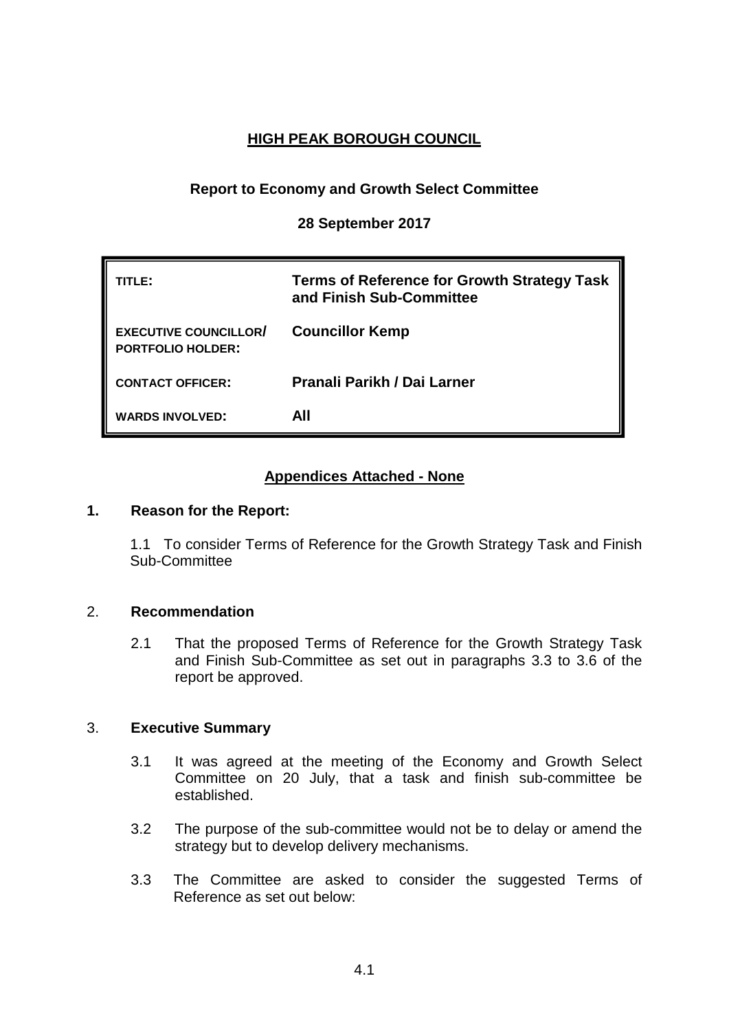# HIGH PEAK BOROUGH COUNCIL

## Report to Economy and Growth Select Committee

### 28 September 2017

| | |
|---|---|
| **TITLE:** | **Terms of Reference for Growth Strategy Task and Finish Sub-Committee** |
| **EXECUTIVE COUNCILLOR/ PORTFOLIO HOLDER:** | **Councillor Kemp** |
| **CONTACT OFFICER:** | **Pranali Parikh / Dai Larner** |
| **WARDS INVOLVED:** | **All** |

**Appendices Attached - None**

## 1. Reason for the Report:

1.1 To consider Terms of Reference for the Growth Strategy Task and Finish Sub-Committee

## 2. Recommendation

2.1 That the proposed Terms of Reference for the Growth Strategy Task and Finish Sub-Committee as set out in paragraphs 3.3 to 3.6 of the report be approved.

## 3. Executive Summary

3.1 It was agreed at the meeting of the Economy and Growth Select Committee on 20 July, that a task and finish sub-committee be established.

3.2 The purpose of the sub-committee would not be to delay or amend the strategy but to develop delivery mechanisms.

3.3 The Committee are asked to consider the suggested Terms of Reference as set out below: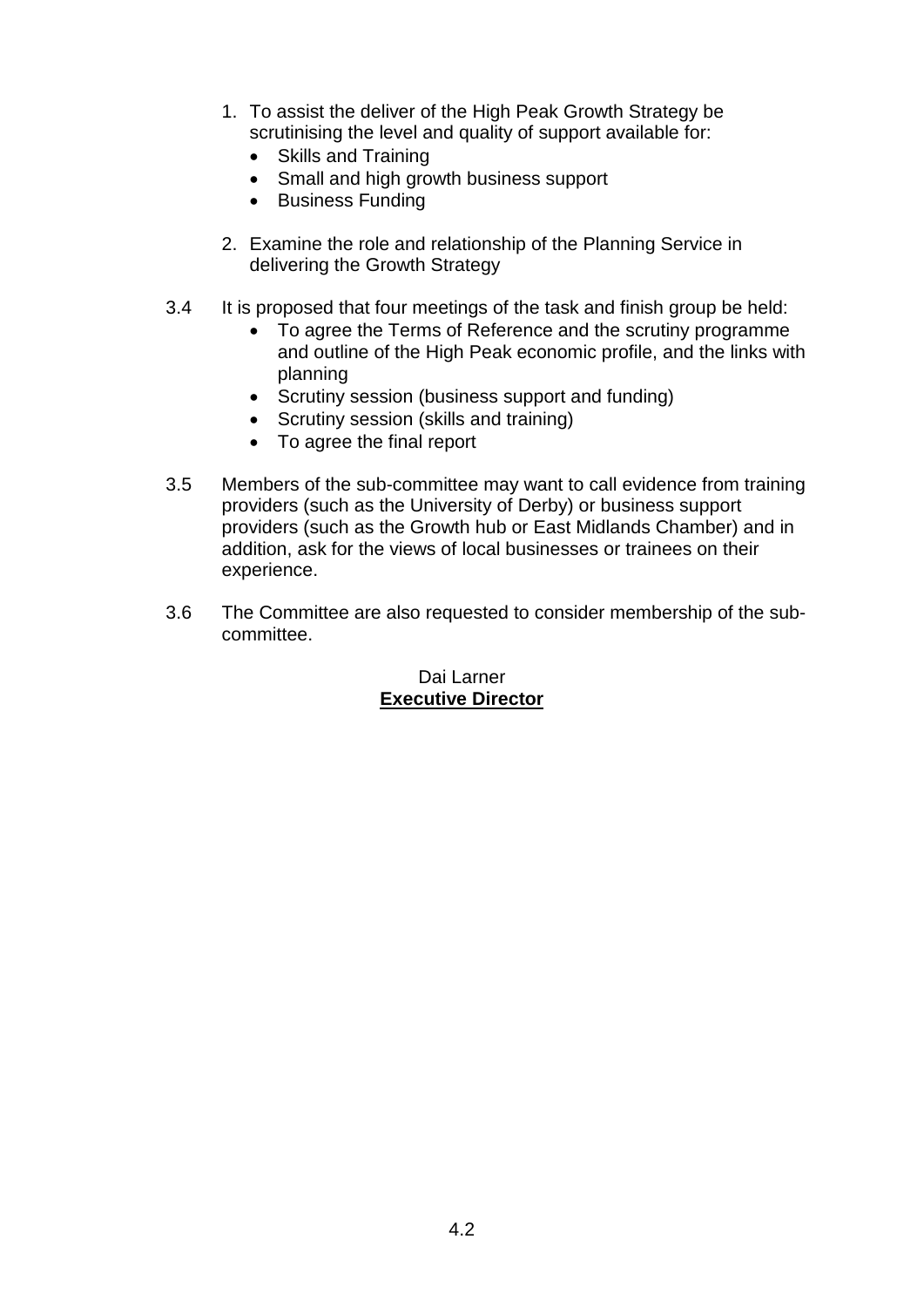1. To assist the deliver of the High Peak Growth Strategy be scrutinising the level and quality of support available for:
   - Skills and Training
   - Small and high growth business support
   - Business Funding

2. Examine the role and relationship of the Planning Service in delivering the Growth Strategy

3.4 It is proposed that four meetings of the task and finish group be held:

- To agree the Terms of Reference and the scrutiny programme and outline of the High Peak economic profile, and the links with planning
- Scrutiny session (business support and funding)
- Scrutiny session (skills and training)
- To agree the final report

3.5 Members of the sub-committee may want to call evidence from training providers (such as the University of Derby) or business support providers (such as the Growth hub or East Midlands Chamber) and in addition, ask for the views of local businesses or trainees on their experience.

3.6 The Committee are also requested to consider membership of the sub-committee.

Dai Larner
**Executive Director**